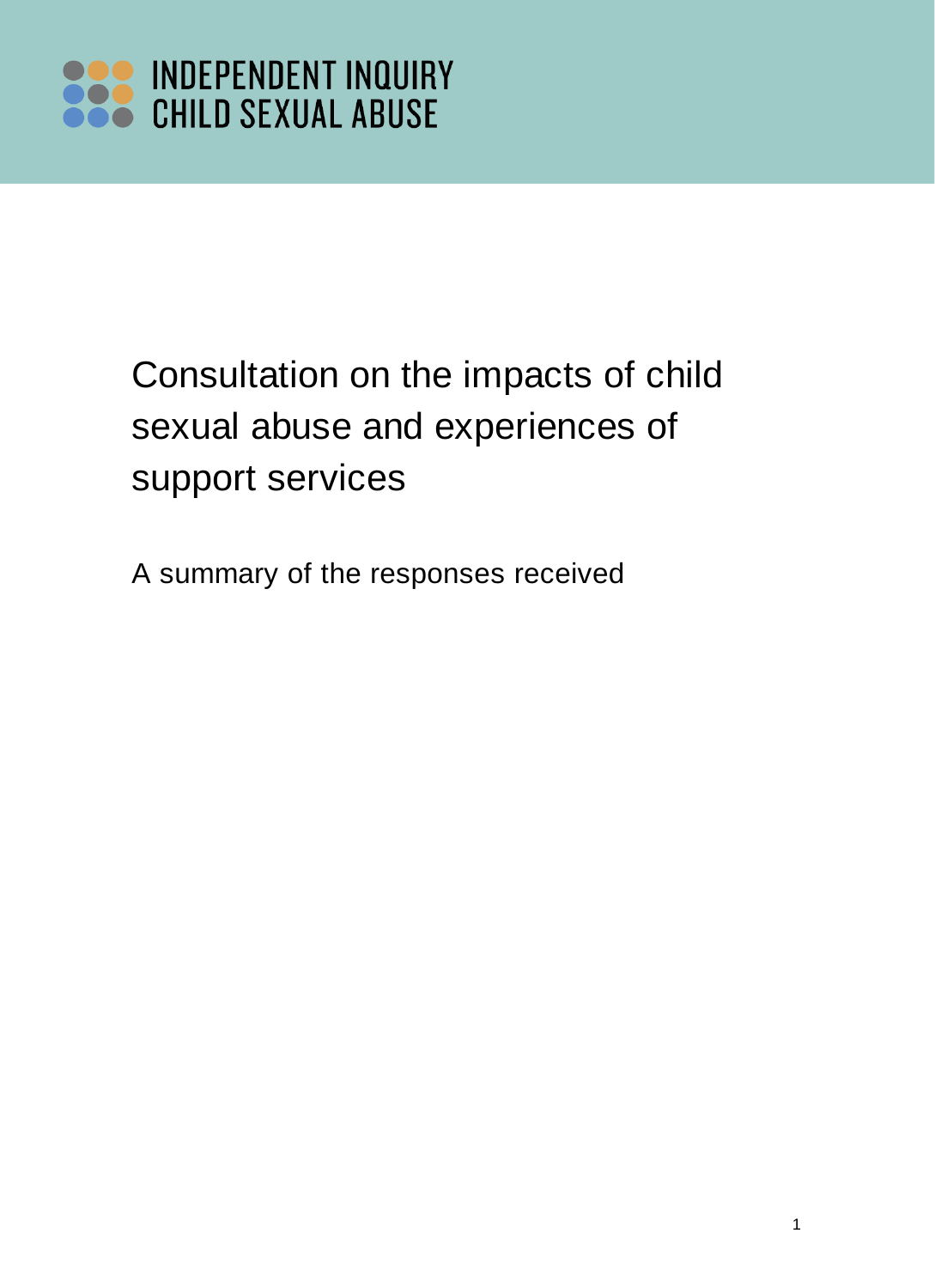INDEPENDENT INQUIRY CHILD SEXUAL ABUSE

# Consultation on the impacts of child sexual abuse and experiences of support services

A summary of the responses received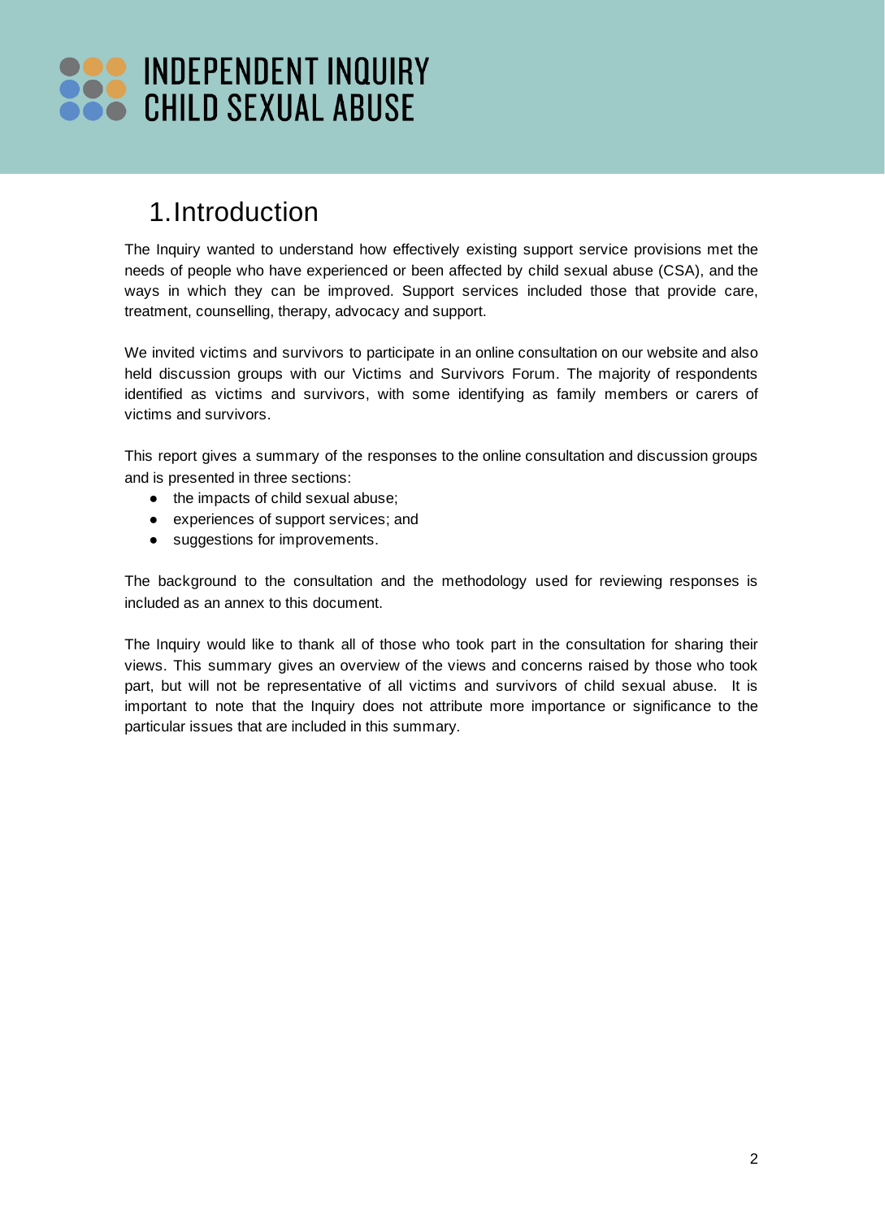# 1. Introduction

The Inquiry wanted to understand how effectively existing support service provisions met the needs of people who have experienced or been affected by child sexual abuse (CSA), and the ways in which they can be improved. Support services included those that provide care, treatment, counselling, therapy, advocacy and support.

We invited victims and survivors to participate in an online consultation on our website and also held discussion groups with our Victims and Survivors Forum. The majority of respondents identified as victims and survivors, with some identifying as family members or carers of victims and survivors.

This report gives a summary of the responses to the online consultation and discussion groups and is presented in three sections:

- the impacts of child sexual abuse;
- experiences of support services; and
- suggestions for improvements.

The background to the consultation and the methodology used for reviewing responses is included as an annex to this document.

The Inquiry would like to thank all of those who took part in the consultation for sharing their views. This summary gives an overview of the views and concerns raised by those who took part, but will not be representative of all victims and survivors of child sexual abuse. It is important to note that the Inquiry does not attribute more importance or significance to the particular issues that are included in this summary.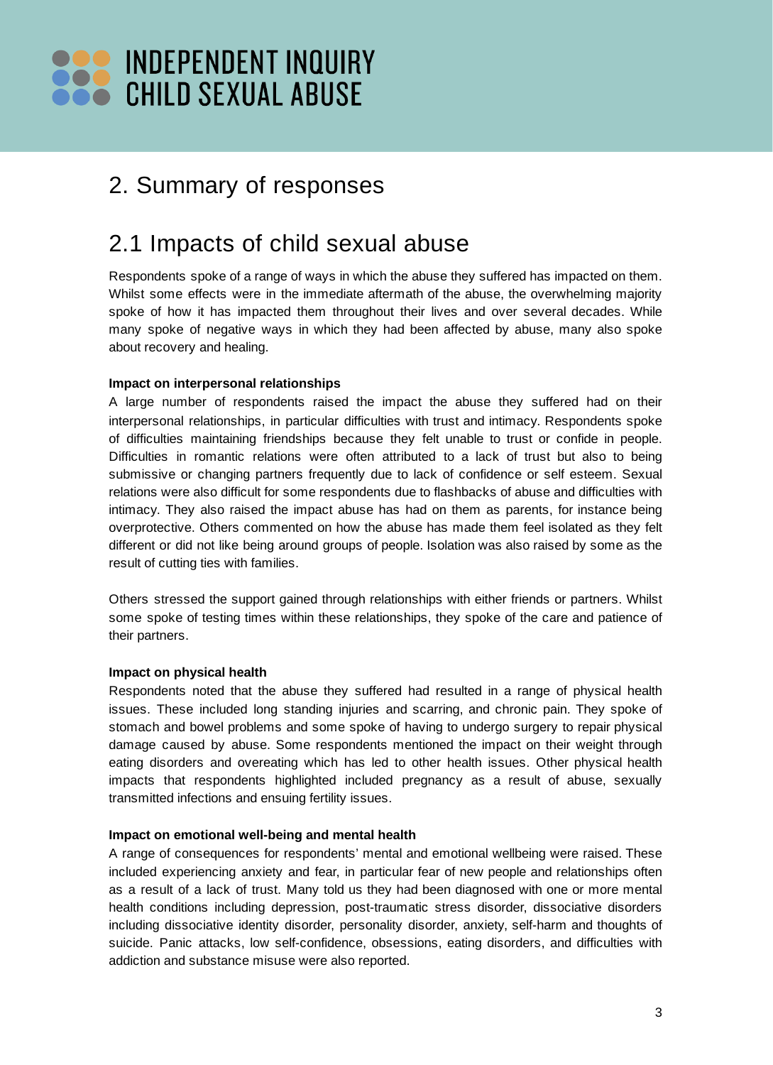## 2. Summary of responses

## 2.1 Impacts of child sexual abuse

Respondents spoke of a range of ways in which the abuse they suffered has impacted on them. Whilst some effects were in the immediate aftermath of the abuse, the overwhelming majority spoke of how it has impacted them throughout their lives and over several decades. While many spoke of negative ways in which they had been affected by abuse, many also spoke about recovery and healing.

**Impact on interpersonal relationships**

A large number of respondents raised the impact the abuse they suffered had on their interpersonal relationships, in particular difficulties with trust and intimacy. Respondents spoke of difficulties maintaining friendships because they felt unable to trust or confide in people. Difficulties in romantic relations were often attributed to a lack of trust but also to being submissive or changing partners frequently due to lack of confidence or self esteem. Sexual relations were also difficult for some respondents due to flashbacks of abuse and difficulties with intimacy. They also raised the impact abuse has had on them as parents, for instance being overprotective. Others commented on how the abuse has made them feel isolated as they felt different or did not like being around groups of people. Isolation was also raised by some as the result of cutting ties with families.

Others stressed the support gained through relationships with either friends or partners. Whilst some spoke of testing times within these relationships, they spoke of the care and patience of their partners.

**Impact on physical health**

Respondents noted that the abuse they suffered had resulted in a range of physical health issues. These included long standing injuries and scarring, and chronic pain. They spoke of stomach and bowel problems and some spoke of having to undergo surgery to repair physical damage caused by abuse. Some respondents mentioned the impact on their weight through eating disorders and overeating which has led to other health issues. Other physical health impacts that respondents highlighted included pregnancy as a result of abuse, sexually transmitted infections and ensuing fertility issues.

**Impact on emotional well-being and mental health**

A range of consequences for respondents' mental and emotional wellbeing were raised. These included experiencing anxiety and fear, in particular fear of new people and relationships often as a result of a lack of trust. Many told us they had been diagnosed with one or more mental health conditions including depression, post-traumatic stress disorder, dissociative disorders including dissociative identity disorder, personality disorder, anxiety, self-harm and thoughts of suicide. Panic attacks, low self-confidence, obsessions, eating disorders, and difficulties with addiction and substance misuse were also reported.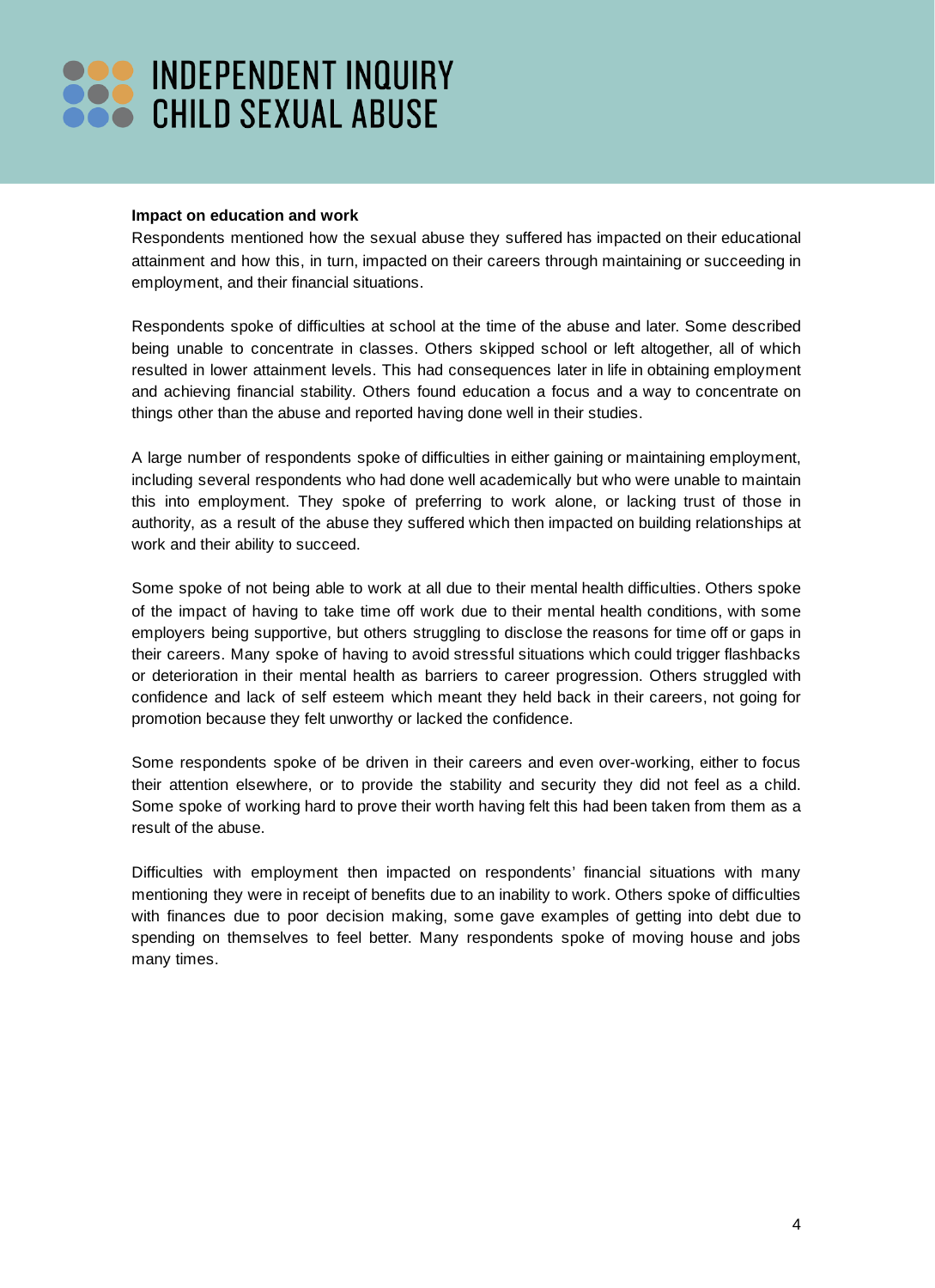**Impact on education and work**

Respondents mentioned how the sexual abuse they suffered has impacted on their educational attainment and how this, in turn, impacted on their careers through maintaining or succeeding in employment, and their financial situations.

Respondents spoke of difficulties at school at the time of the abuse and later. Some described being unable to concentrate in classes. Others skipped school or left altogether, all of which resulted in lower attainment levels. This had consequences later in life in obtaining employment and achieving financial stability. Others found education a focus and a way to concentrate on things other than the abuse and reported having done well in their studies.

A large number of respondents spoke of difficulties in either gaining or maintaining employment, including several respondents who had done well academically but who were unable to maintain this into employment. They spoke of preferring to work alone, or lacking trust of those in authority, as a result of the abuse they suffered which then impacted on building relationships at work and their ability to succeed.

Some spoke of not being able to work at all due to their mental health difficulties. Others spoke of the impact of having to take time off work due to their mental health conditions, with some employers being supportive, but others struggling to disclose the reasons for time off or gaps in their careers. Many spoke of having to avoid stressful situations which could trigger flashbacks or deterioration in their mental health as barriers to career progression. Others struggled with confidence and lack of self esteem which meant they held back in their careers, not going for promotion because they felt unworthy or lacked the confidence.

Some respondents spoke of be driven in their careers and even over-working, either to focus their attention elsewhere, or to provide the stability and security they did not feel as a child. Some spoke of working hard to prove their worth having felt this had been taken from them as a result of the abuse.

Difficulties with employment then impacted on respondents' financial situations with many mentioning they were in receipt of benefits due to an inability to work. Others spoke of difficulties with finances due to poor decision making, some gave examples of getting into debt due to spending on themselves to feel better. Many respondents spoke of moving house and jobs many times.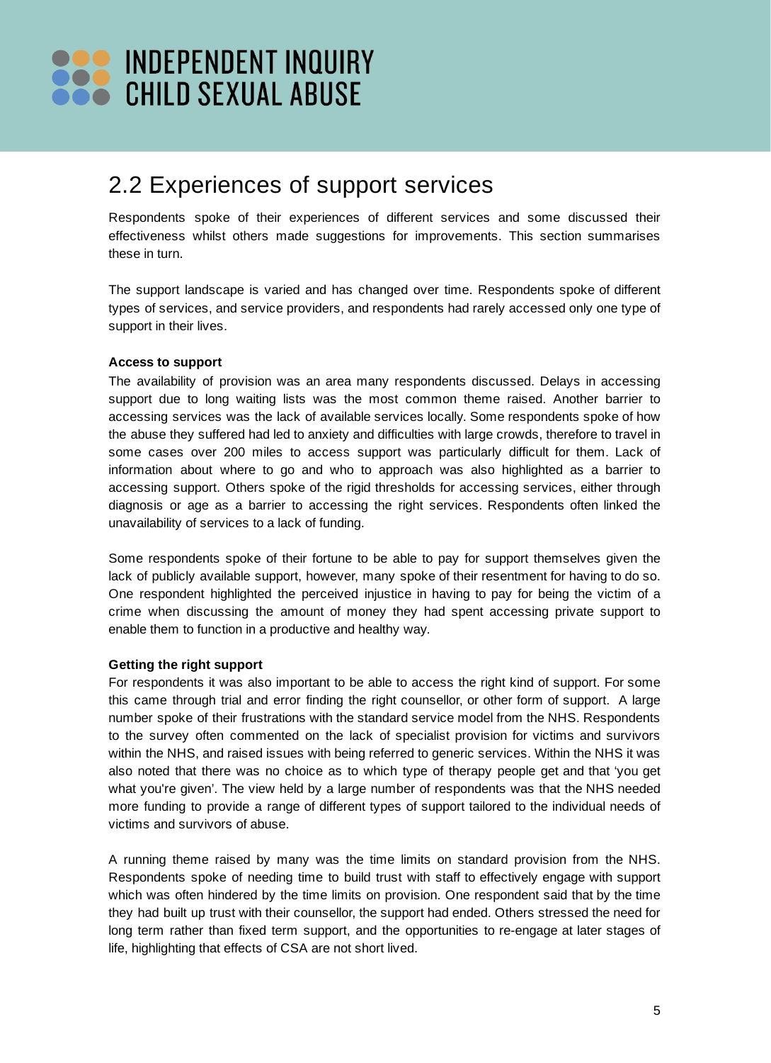## 2.2 Experiences of support services

Respondents spoke of their experiences of different services and some discussed their effectiveness whilst others made suggestions for improvements. This section summarises these in turn.

The support landscape is varied and has changed over time. Respondents spoke of different types of services, and service providers, and respondents had rarely accessed only one type of support in their lives.

**Access to support**

The availability of provision was an area many respondents discussed. Delays in accessing support due to long waiting lists was the most common theme raised. Another barrier to accessing services was the lack of available services locally. Some respondents spoke of how the abuse they suffered had led to anxiety and difficulties with large crowds, therefore to travel in some cases over 200 miles to access support was particularly difficult for them. Lack of information about where to go and who to approach was also highlighted as a barrier to accessing support. Others spoke of the rigid thresholds for accessing services, either through diagnosis or age as a barrier to accessing the right services. Respondents often linked the unavailability of services to a lack of funding.

Some respondents spoke of their fortune to be able to pay for support themselves given the lack of publicly available support, however, many spoke of their resentment for having to do so. One respondent highlighted the perceived injustice in having to pay for being the victim of a crime when discussing the amount of money they had spent accessing private support to enable them to function in a productive and healthy way.

**Getting the right support**

For respondents it was also important to be able to access the right kind of support. For some this came through trial and error finding the right counsellor, or other form of support. A large number spoke of their frustrations with the standard service model from the NHS. Respondents to the survey often commented on the lack of specialist provision for victims and survivors within the NHS, and raised issues with being referred to generic services. Within the NHS it was also noted that there was no choice as to which type of therapy people get and that 'you get what you're given'. The view held by a large number of respondents was that the NHS needed more funding to provide a range of different types of support tailored to the individual needs of victims and survivors of abuse.

A running theme raised by many was the time limits on standard provision from the NHS. Respondents spoke of needing time to build trust with staff to effectively engage with support which was often hindered by the time limits on provision. One respondent said that by the time they had built up trust with their counsellor, the support had ended. Others stressed the need for long term rather than fixed term support, and the opportunities to re-engage at later stages of life, highlighting that effects of CSA are not short lived.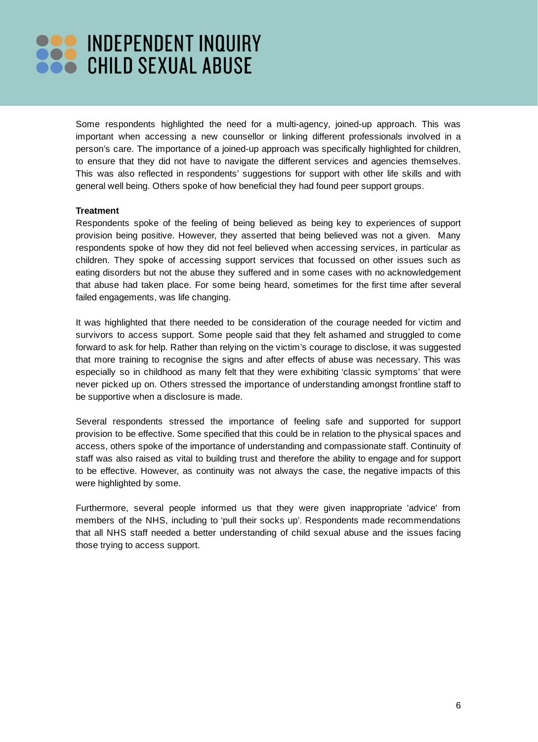Some respondents highlighted the need for a multi-agency, joined-up approach. This was important when accessing a new counsellor or linking different professionals involved in a person's care. The importance of a joined-up approach was specifically highlighted for children, to ensure that they did not have to navigate the different services and agencies themselves. This was also reflected in respondents' suggestions for support with other life skills and with general well being. Others spoke of how beneficial they had found peer support groups.

**Treatment**

Respondents spoke of the feeling of being believed as being key to experiences of support provision being positive. However, they asserted that being believed was not a given. Many respondents spoke of how they did not feel believed when accessing services, in particular as children. They spoke of accessing support services that focussed on other issues such as eating disorders but not the abuse they suffered and in some cases with no acknowledgement that abuse had taken place. For some being heard, sometimes for the first time after several failed engagements, was life changing.

It was highlighted that there needed to be consideration of the courage needed for victim and survivors to access support. Some people said that they felt ashamed and struggled to come forward to ask for help. Rather than relying on the victim's courage to disclose, it was suggested that more training to recognise the signs and after effects of abuse was necessary. This was especially so in childhood as many felt that they were exhibiting 'classic symptoms' that were never picked up on. Others stressed the importance of understanding amongst frontline staff to be supportive when a disclosure is made.

Several respondents stressed the importance of feeling safe and supported for support provision to be effective. Some specified that this could be in relation to the physical spaces and access, others spoke of the importance of understanding and compassionate staff. Continuity of staff was also raised as vital to building trust and therefore the ability to engage and for support to be effective. However, as continuity was not always the case, the negative impacts of this were highlighted by some.

Furthermore, several people informed us that they were given inappropriate 'advice' from members of the NHS, including to 'pull their socks up'. Respondents made recommendations that all NHS staff needed a better understanding of child sexual abuse and the issues facing those trying to access support.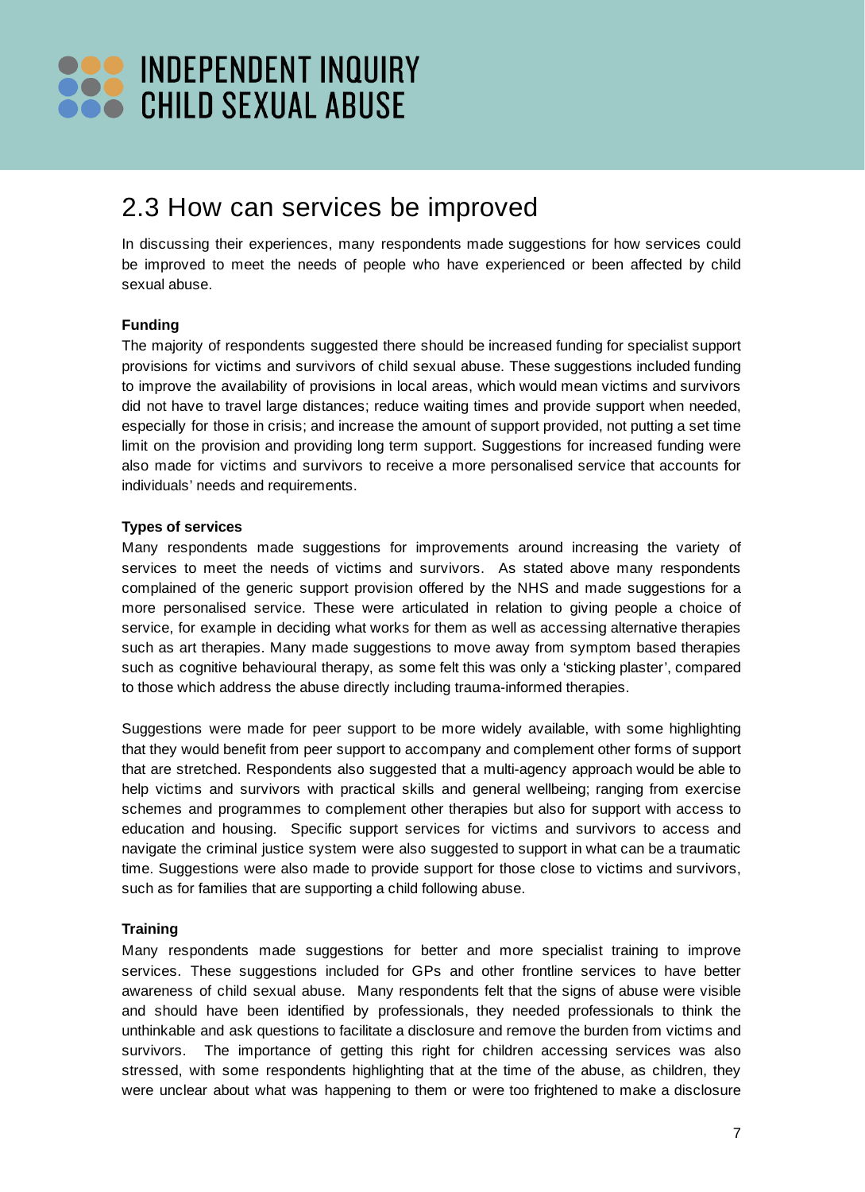## 2.3 How can services be improved

In discussing their experiences, many respondents made suggestions for how services could be improved to meet the needs of people who have experienced or been affected by child sexual abuse.

**Funding**

The majority of respondents suggested there should be increased funding for specialist support provisions for victims and survivors of child sexual abuse. These suggestions included funding to improve the availability of provisions in local areas, which would mean victims and survivors did not have to travel large distances; reduce waiting times and provide support when needed, especially for those in crisis; and increase the amount of support provided, not putting a set time limit on the provision and providing long term support. Suggestions for increased funding were also made for victims and survivors to receive a more personalised service that accounts for individuals' needs and requirements.

**Types of services**

Many respondents made suggestions for improvements around increasing the variety of services to meet the needs of victims and survivors. As stated above many respondents complained of the generic support provision offered by the NHS and made suggestions for a more personalised service. These were articulated in relation to giving people a choice of service, for example in deciding what works for them as well as accessing alternative therapies such as art therapies. Many made suggestions to move away from symptom based therapies such as cognitive behavioural therapy, as some felt this was only a 'sticking plaster', compared to those which address the abuse directly including trauma-informed therapies.

Suggestions were made for peer support to be more widely available, with some highlighting that they would benefit from peer support to accompany and complement other forms of support that are stretched. Respondents also suggested that a multi-agency approach would be able to help victims and survivors with practical skills and general wellbeing; ranging from exercise schemes and programmes to complement other therapies but also for support with access to education and housing. Specific support services for victims and survivors to access and navigate the criminal justice system were also suggested to support in what can be a traumatic time. Suggestions were also made to provide support for those close to victims and survivors, such as for families that are supporting a child following abuse.

**Training**

Many respondents made suggestions for better and more specialist training to improve services. These suggestions included for GPs and other frontline services to have better awareness of child sexual abuse. Many respondents felt that the signs of abuse were visible and should have been identified by professionals, they needed professionals to think the unthinkable and ask questions to facilitate a disclosure and remove the burden from victims and survivors. The importance of getting this right for children accessing services was also stressed, with some respondents highlighting that at the time of the abuse, as children, they were unclear about what was happening to them or were too frightened to make a disclosure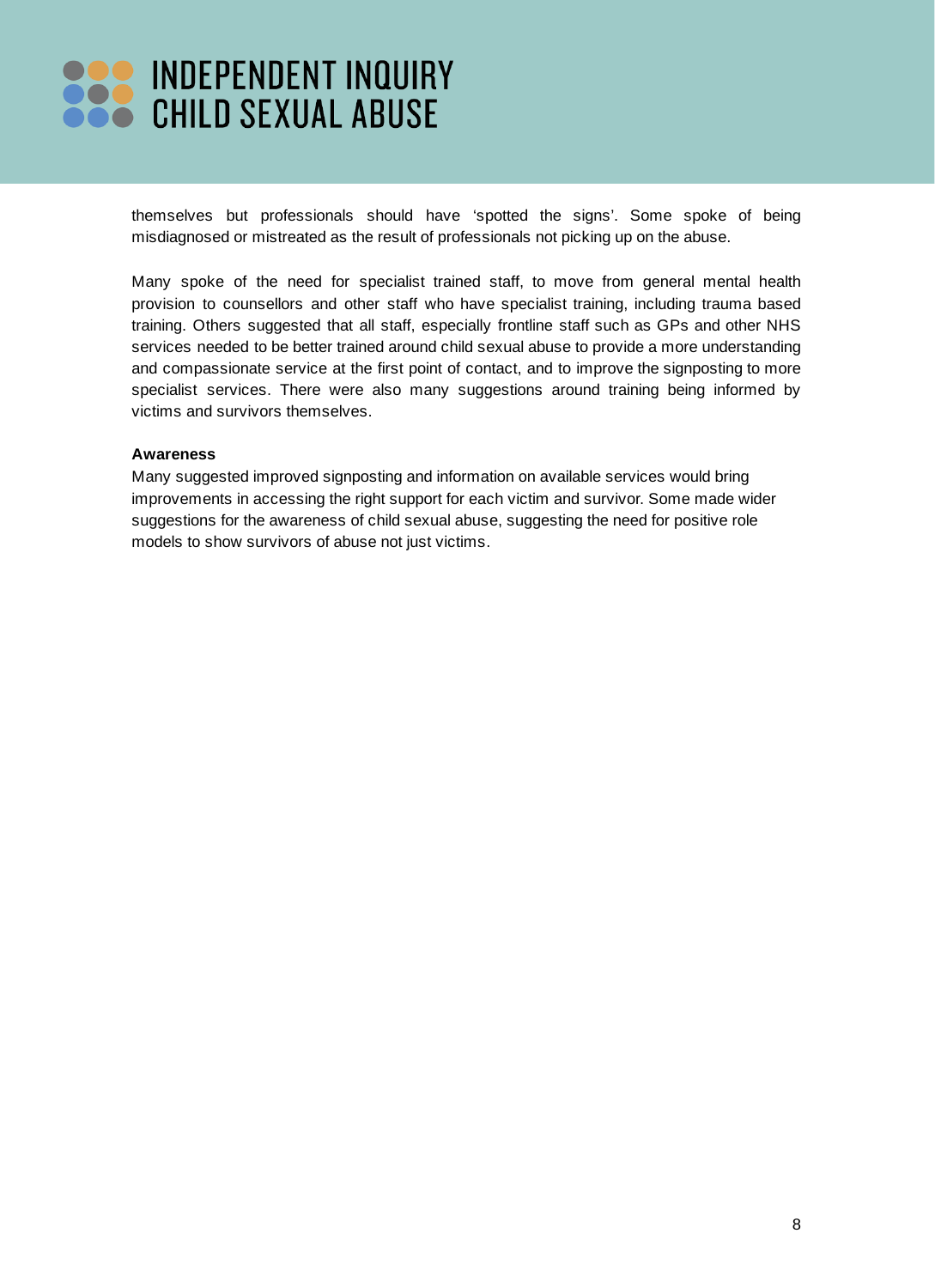themselves but professionals should have ‘spotted the signs’. Some spoke of being misdiagnosed or mistreated as the result of professionals not picking up on the abuse.

Many spoke of the need for specialist trained staff, to move from general mental health provision to counsellors and other staff who have specialist training, including trauma based training. Others suggested that all staff, especially frontline staff such as GPs and other NHS services needed to be better trained around child sexual abuse to provide a more understanding and compassionate service at the first point of contact, and to improve the signposting to more specialist services. There were also many suggestions around training being informed by victims and survivors themselves.

**Awareness**

Many suggested improved signposting and information on available services would bring improvements in accessing the right support for each victim and survivor. Some made wider suggestions for the awareness of child sexual abuse, suggesting the need for positive role models to show survivors of abuse not just victims.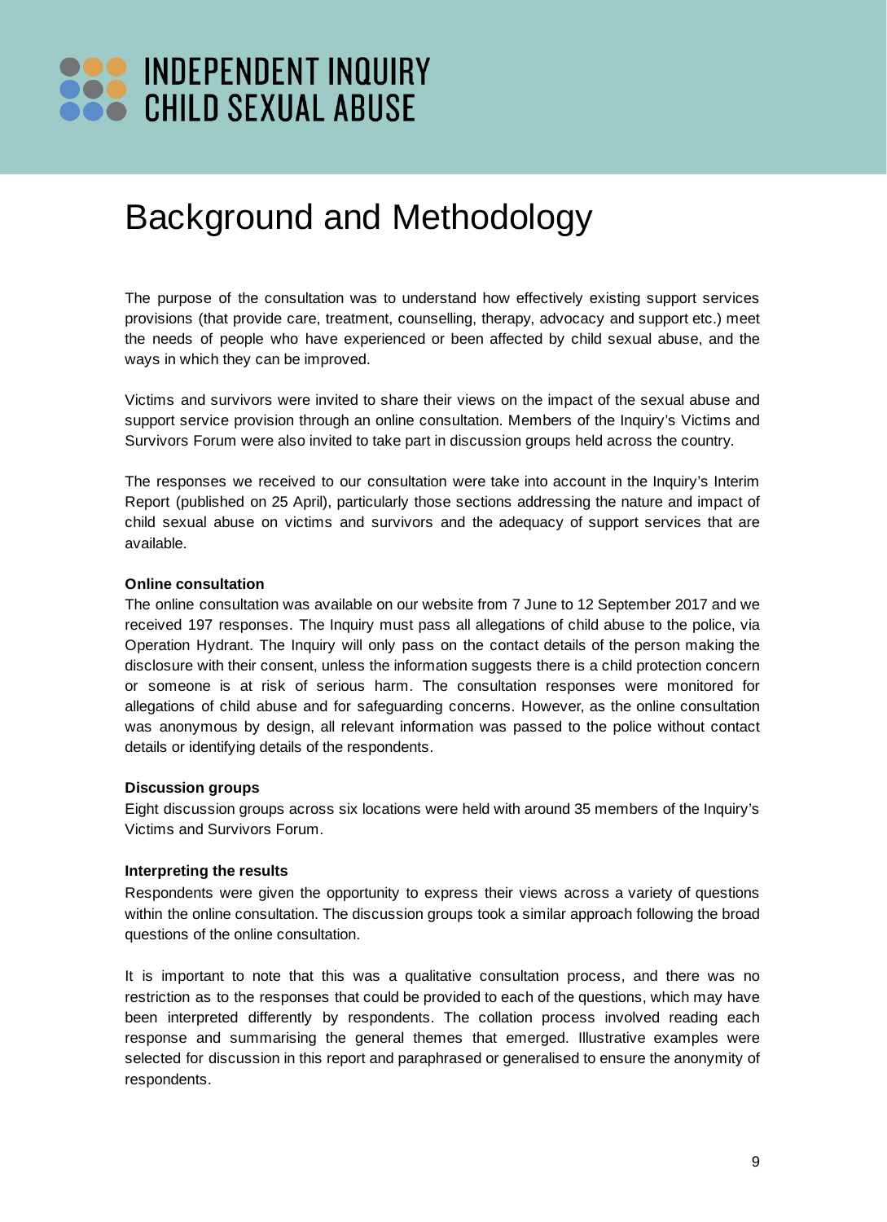# INDEPENDENT INQUIRY CHILD SEXUAL ABUSE

## Background and Methodology

The purpose of the consultation was to understand how effectively existing support services provisions (that provide care, treatment, counselling, therapy, advocacy and support etc.) meet the needs of people who have experienced or been affected by child sexual abuse, and the ways in which they can be improved.

Victims and survivors were invited to share their views on the impact of the sexual abuse and support service provision through an online consultation. Members of the Inquiry's Victims and Survivors Forum were also invited to take part in discussion groups held across the country.

The responses we received to our consultation were take into account in the Inquiry's Interim Report (published on 25 April), particularly those sections addressing the nature and impact of child sexual abuse on victims and survivors and the adequacy of support services that are available.

**Online consultation**

The online consultation was available on our website from 7 June to 12 September 2017 and we received 197 responses. The Inquiry must pass all allegations of child abuse to the police, via Operation Hydrant. The Inquiry will only pass on the contact details of the person making the disclosure with their consent, unless the information suggests there is a child protection concern or someone is at risk of serious harm. The consultation responses were monitored for allegations of child abuse and for safeguarding concerns. However, as the online consultation was anonymous by design, all relevant information was passed to the police without contact details or identifying details of the respondents.

**Discussion groups**

Eight discussion groups across six locations were held with around 35 members of the Inquiry's Victims and Survivors Forum.

**Interpreting the results**

Respondents were given the opportunity to express their views across a variety of questions within the online consultation. The discussion groups took a similar approach following the broad questions of the online consultation.

It is important to note that this was a qualitative consultation process, and there was no restriction as to the responses that could be provided to each of the questions, which may have been interpreted differently by respondents. The collation process involved reading each response and summarising the general themes that emerged. Illustrative examples were selected for discussion in this report and paraphrased or generalised to ensure the anonymity of respondents.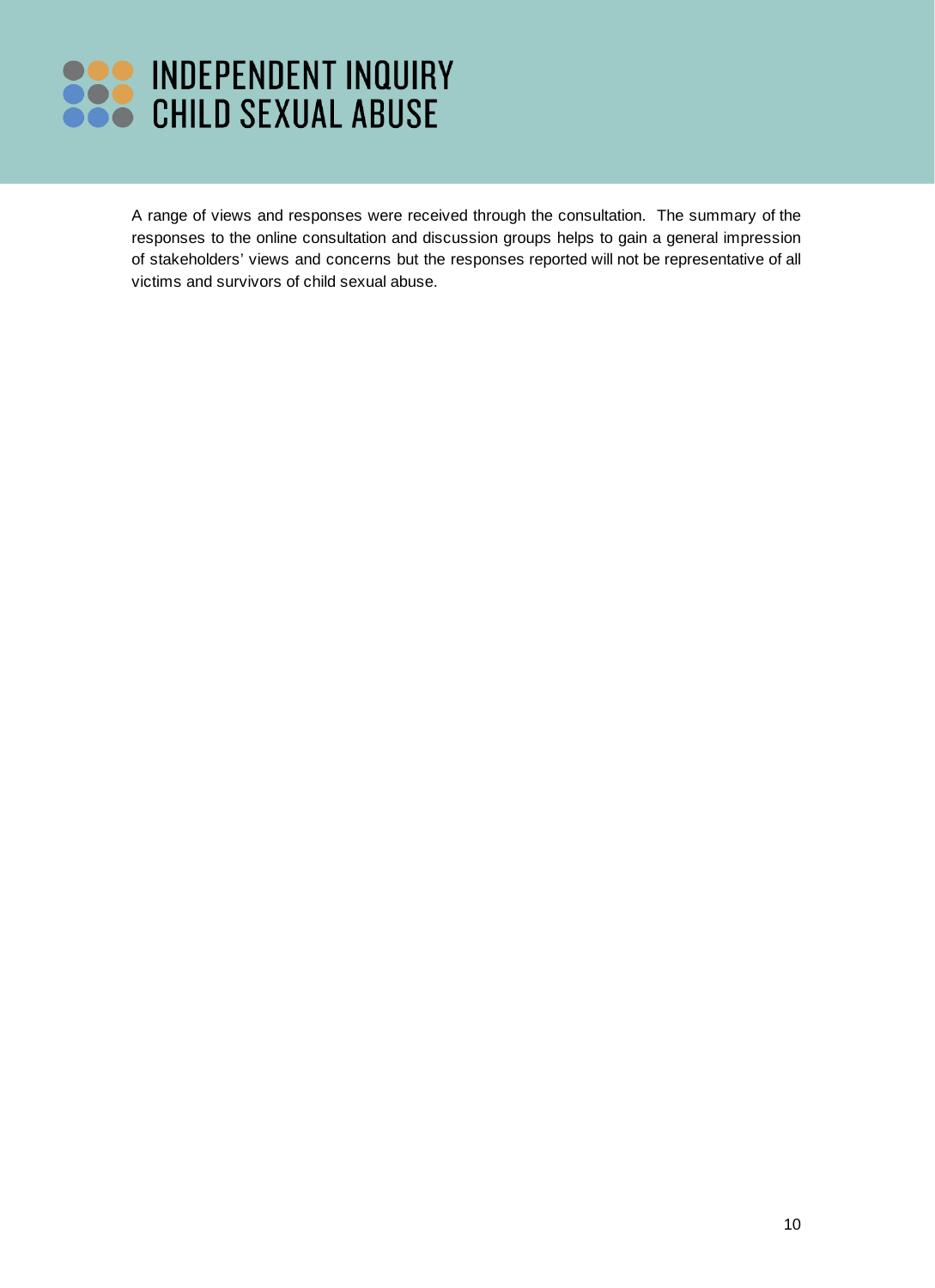A range of views and responses were received through the consultation. The summary of the responses to the online consultation and discussion groups helps to gain a general impression of stakeholders' views and concerns but the responses reported will not be representative of all victims and survivors of child sexual abuse.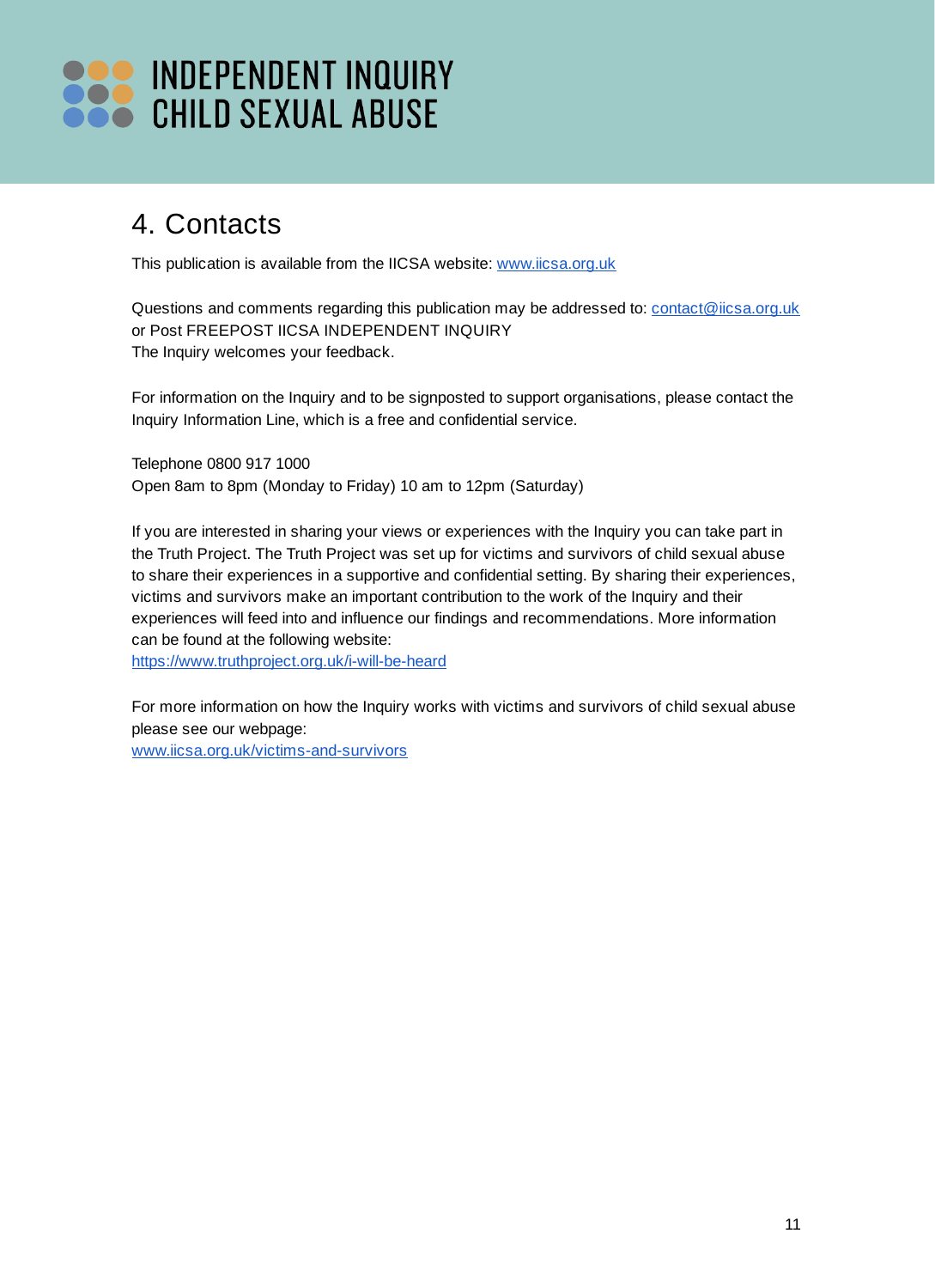# INDEPENDENT INQUIRY CHILD SEXUAL ABUSE

## 4. Contacts

This publication is available from the IICSA website: [www.iicsa.org.uk](http://www.iicsa.org.uk)

Questions and comments regarding this publication may be addressed to: [contact@iicsa.org.uk](mailto:contact@iicsa.org.uk)
or Post FREEPOST IICSA INDEPENDENT INQUIRY
The Inquiry welcomes your feedback.

For information on the Inquiry and to be signposted to support organisations, please contact the Inquiry Information Line, which is a free and confidential service.

Telephone 0800 917 1000
Open 8am to 8pm (Monday to Friday) 10 am to 12pm (Saturday)

If you are interested in sharing your views or experiences with the Inquiry you can take part in the Truth Project. The Truth Project was set up for victims and survivors of child sexual abuse to share their experiences in a supportive and confidential setting. By sharing their experiences, victims and survivors make an important contribution to the work of the Inquiry and their experiences will feed into and influence our findings and recommendations. More information can be found at the following website:
[https://www.truthproject.org.uk/i-will-be-heard](https://www.truthproject.org.uk/i-will-be-heard)

For more information on how the Inquiry works with victims and survivors of child sexual abuse please see our webpage:
[www.iicsa.org.uk/victims-and-survivors](http://www.iicsa.org.uk/victims-and-survivors)